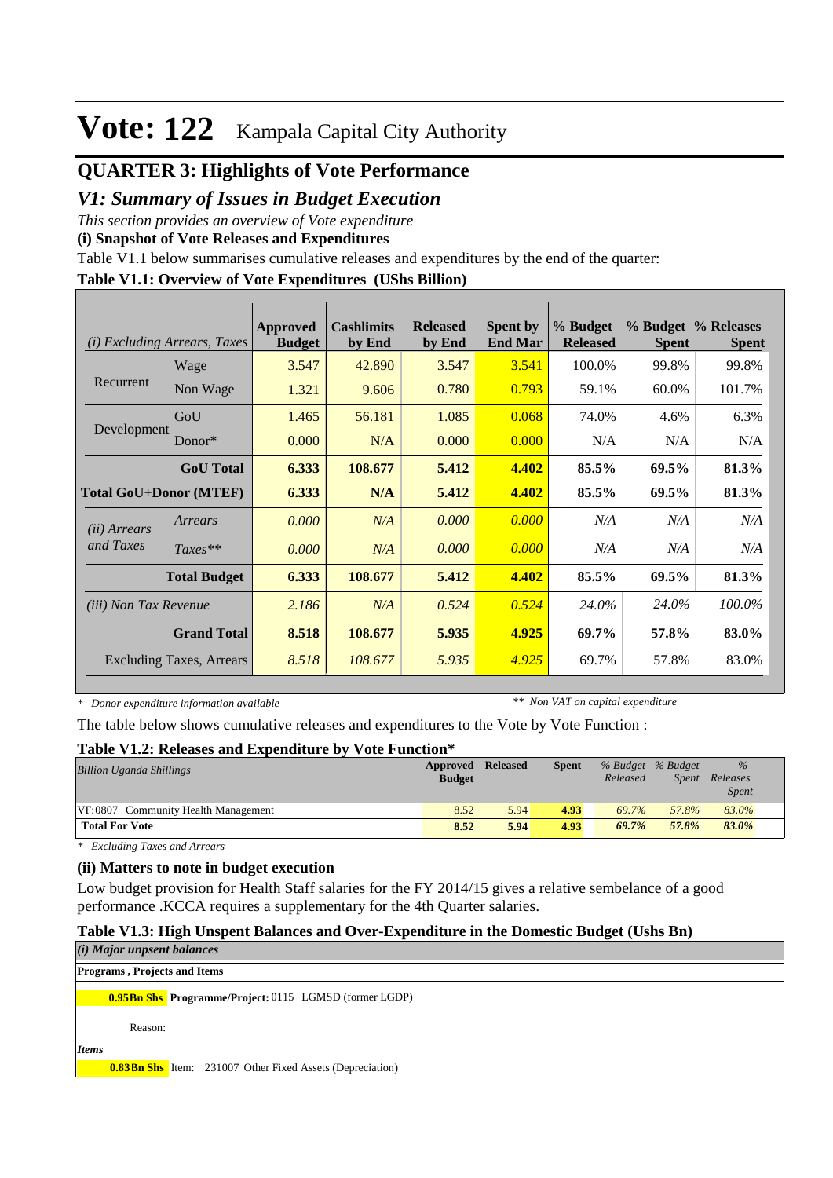# Vote: 122 Kampala Capital City Authority

## QUARTER 3: Highlights of Vote Performance

### *V1: Summary of Issues in Budget Execution*

*This section provides an overview of Vote expenditure*

**(i) Snapshot of Vote Releases and Expenditures**

Table V1.1 below summarises cumulative releases and expenditures by the end of the quarter:

**Table V1.1: Overview of Vote Expenditures (UShs Billion)**

| *(i) Excluding Arrears, Taxes* | | Approved Budget | Cashlimits by End | Released by End | Spent by End Mar | % Budget Released | % Budget Spent | % Releases Spent |
|---|---|---|---|---|---|---|---|---|
| Recurrent | Wage | 3.547 | 42.890 | 3.547 | 3.541 | 100.0% | 99.8% | 99.8% |
| | Non Wage | 1.321 | 9.606 | 0.780 | 0.793 | 59.1% | 60.0% | 101.7% |
| Development | GoU | 1.465 | 56.181 | 1.085 | 0.068 | 74.0% | 4.6% | 6.3% |
| | Donor* | 0.000 | N/A | 0.000 | 0.000 | N/A | N/A | N/A |
| | **GoU Total** | **6.333** | **108.677** | **5.412** | **4.402** | **85.5%** | **69.5%** | **81.3%** |
| **Total GoU+Donor (MTEF)** | | **6.333** | **N/A** | **5.412** | **4.402** | **85.5%** | **69.5%** | **81.3%** |
| *(ii) Arrears and Taxes* | *Arrears* | *0.000* | *N/A* | *0.000* | *0.000* | *N/A* | *N/A* | *N/A* |
| | *Taxes*** | *0.000* | *N/A* | *0.000* | *0.000* | *N/A* | *N/A* | *N/A* |
| | **Total Budget** | **6.333** | **108.677** | **5.412** | **4.402** | **85.5%** | **69.5%** | **81.3%** |
| *(iii) Non Tax Revenue* | | *2.186* | *N/A* | *0.524* | *0.524* | *24.0%* | *24.0%* | *100.0%* |
| | **Grand Total** | **8.518** | **108.677** | **5.935** | **4.925** | **69.7%** | **57.8%** | **83.0%** |
| Excluding Taxes, Arrears | | *8.518* | *108.677* | *5.935* | *4.925* | 69.7% | 57.8% | 83.0% |

*\* Donor expenditure information available* *\*\* Non VAT on capital expenditure*

The table below shows cumulative releases and expenditures to the Vote by Vote Function :

**Table V1.2: Releases and Expenditure by Vote Function***

| *Billion Uganda Shillings* | Approved Budget | Released | Spent | *% Budget Released* | *% Budget Spent* | *% Releases Spent* |
|---|---|---|---|---|---|---|
| VF:0807 Community Health Management | 8.52 | 5.94 | 4.93 | *69.7%* | *57.8%* | *83.0%* |
| **Total For Vote** | **8.52** | **5.94** | **4.93** | ***69.7%*** | ***57.8%*** | ***83.0%*** |

*\* Excluding Taxes and Arrears*

**(ii) Matters to note in budget execution**

Low budget provision for Health Staff salaries for the FY 2014/15 gives a relative sembelance of a good performance .KCCA requires a supplementary for the 4th Quarter salaries.

**Table V1.3: High Unspent Balances and Over-Expenditure in the Domestic Budget (Ushs Bn)**

***(i) Major unpsent balances***

**Programs , Projects and Items**

**0.95Bn Shs** **Programme/Project:** 0115 LGMSD (former LGDP)

Reason:

***Items***

**0.83Bn Shs** Item: 231007 Other Fixed Assets (Depreciation)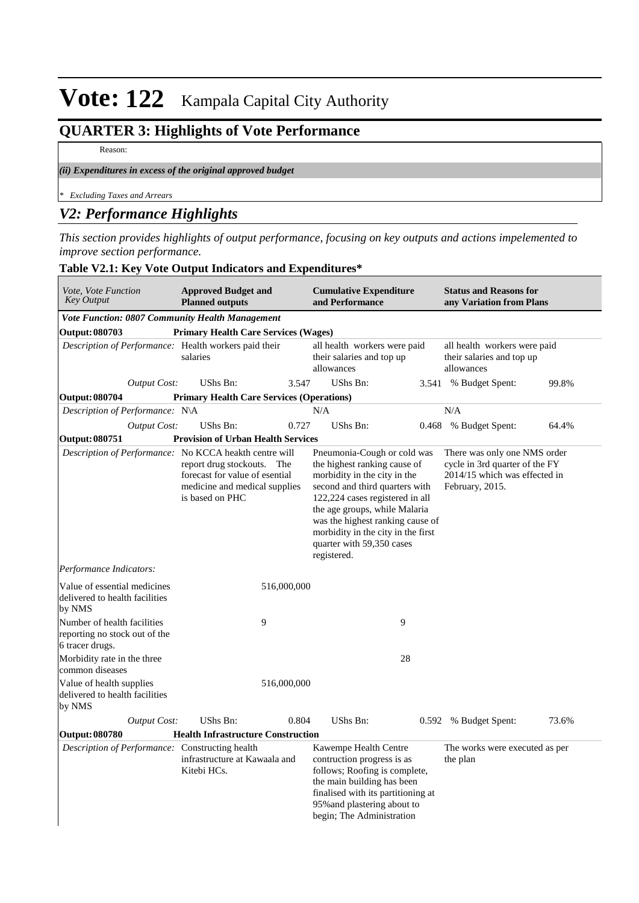# Vote: 122 Kampala Capital City Authority

## QUARTER 3: Highlights of Vote Performance

Reason:

*(ii) Expenditures in excess of the original approved budget*

*\* Excluding Taxes and Arrears*

## *V2: Performance Highlights*

*This section provides highlights of output performance, focusing on key outputs and actions impelemented to improve section performance.*

### Table V2.1: Key Vote Output Indicators and Expenditures*

| *Vote, Vote Function Key Output* | **Approved Budget and Planned outputs** | | **Cumulative Expenditure and Performance** | | **Status and Reasons for any Variation from Plans** | |
|---|---|---|---|---|---|---|
| ***Vote Function: 0807 Community Health Management*** | | | | | | |
| **Output: 080703** | **Primary Health Care Services (Wages)** | | | | | |
| *Description of Performance:* | Health workers paid their salaries | | all health workers were paid their salaries and top up allowances | | all health workers were paid their salaries and top up allowances | |
| *Output Cost:* | UShs Bn: | 3.547 | UShs Bn: | 3.541 | % Budget Spent: | 99.8% |
| **Output: 080704** | **Primary Health Care Services (Operations)** | | | | | |
| *Description of Performance:* | N\A | | N/A | | N/A | |
| *Output Cost:* | UShs Bn: | 0.727 | UShs Bn: | 0.468 | % Budget Spent: | 64.4% |
| **Output: 080751** | **Provision of Urban Health Services** | | | | | |
| *Description of Performance:* | No KCCA heakth centre will report drug stockouts. The forecast for value of esential medicine and medical supplies is based on PHC | | Pneumonia-Cough or cold was the highest ranking cause of morbidity in the city in the second and third quarters with 122,224 cases registered in all the age groups, while Malaria was the highest ranking cause of morbidity in the city in the first quarter with 59,350 cases registered. | | There was only one NMS order cycle in 3rd quarter of the FY 2014/15 which was effected in February, 2015. | |
| *Performance Indicators:* | | | | | | |
| Value of essential medicines delivered to health facilities by NMS | | 516,000,000 | | | | |
| Number of health facilities reporting no stock out of the 6 tracer drugs. | | 9 | | 9 | | |
| Morbidity rate in the three common diseases | | | | 28 | | |
| Value of health supplies delivered to health facilities by NMS | | 516,000,000 | | | | |
| *Output Cost:* | UShs Bn: | 0.804 | UShs Bn: | 0.592 | % Budget Spent: | 73.6% |
| **Output: 080780** | **Health Infrastructure Construction** | | | | | |
| *Description of Performance:* | Constructing health infrastructure at Kawaala and Kitebi HCs. | | Kawempe Health Centre contruction progress is as follows; Roofing is complete, the main building has been finalised with its partitioning at 95%and plastering about to begin; The Administration | | The works were executed as per the plan | |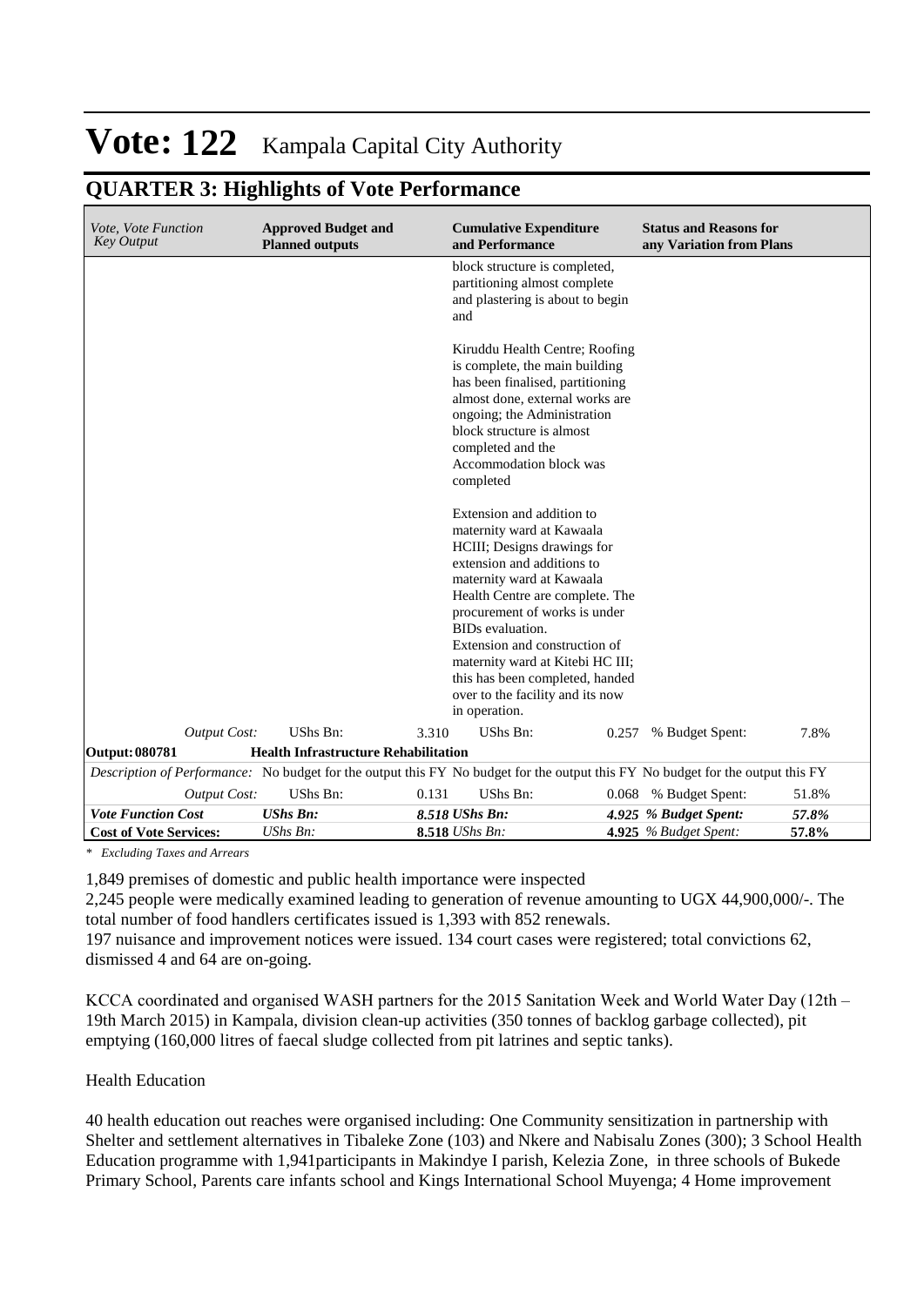# Vote: 122 Kampala Capital City Authority

## QUARTER 3: Highlights of Vote Performance

| *Vote, Vote Function Key Output* | **Approved Budget and Planned outputs** | | **Cumulative Expenditure and Performance** | | **Status and Reasons for any Variation from Plans** | |
|---|---|---|---|---|---|---|
| | | | block structure is completed, partitioning almost complete and plastering is about to begin and<br><br>Kiruddu Health Centre; Roofing is complete, the main building has been finalised, partitioning almost done, external works are ongoing; the Administration block structure is almost completed and the Accommodation block was completed<br><br>Extension and addition to maternity ward at Kawaala HCIII; Designs drawings for extension and additions to maternity ward at Kawaala Health Centre are complete. The procurement of works is under BIDs evaluation.<br>Extension and construction of maternity ward at Kitebi HC III; this has been completed, handed over to the facility and its now in operation. | | | |
| *Output Cost:* | UShs Bn: | 3.310 | UShs Bn: | 0.257 | % Budget Spent: | 7.8% |
| **Output: 080781** | **Health Infrastructure Rehabilitation** | | | | | |
| *Description of Performance:* | No budget for the output this FY | | No budget for the output this FY | | No budget for the output this FY | |
| *Output Cost:* | UShs Bn: | 0.131 | UShs Bn: | 0.068 | % Budget Spent: | 51.8% |
| ***Vote Function Cost*** | ***UShs Bn:*** | ***8.518*** | ***UShs Bn:*** | ***4.925*** | ***% Budget Spent:*** | ***57.8%*** |
| **Cost of Vote Services:** | *UShs Bn:* | **8.518** | *UShs Bn:* | **4.925** | *% Budget Spent:* | **57.8%** |

*\* Excluding Taxes and Arrears*

1,849 premises of domestic and public health importance were inspected
2,245 people were medically examined leading to generation of revenue amounting to UGX 44,900,000/-. The total number of food handlers certificates issued is 1,393 with 852 renewals.
197 nuisance and improvement notices were issued. 134 court cases were registered; total convictions 62, dismissed 4 and 64 are on-going.

KCCA coordinated and organised WASH partners for the 2015 Sanitation Week and World Water Day (12th – 19th March 2015) in Kampala, division clean-up activities (350 tonnes of backlog garbage collected), pit emptying (160,000 litres of faecal sludge collected from pit latrines and septic tanks).

Health Education

40 health education out reaches were organised including: One Community sensitization in partnership with Shelter and settlement alternatives in Tibaleke Zone (103) and Nkere and Nabisalu Zones (300); 3 School Health Education programme with 1,941participants in Makindye I parish, Kelezia Zone, in three schools of Bukede Primary School, Parents care infants school and Kings International School Muyenga; 4 Home improvement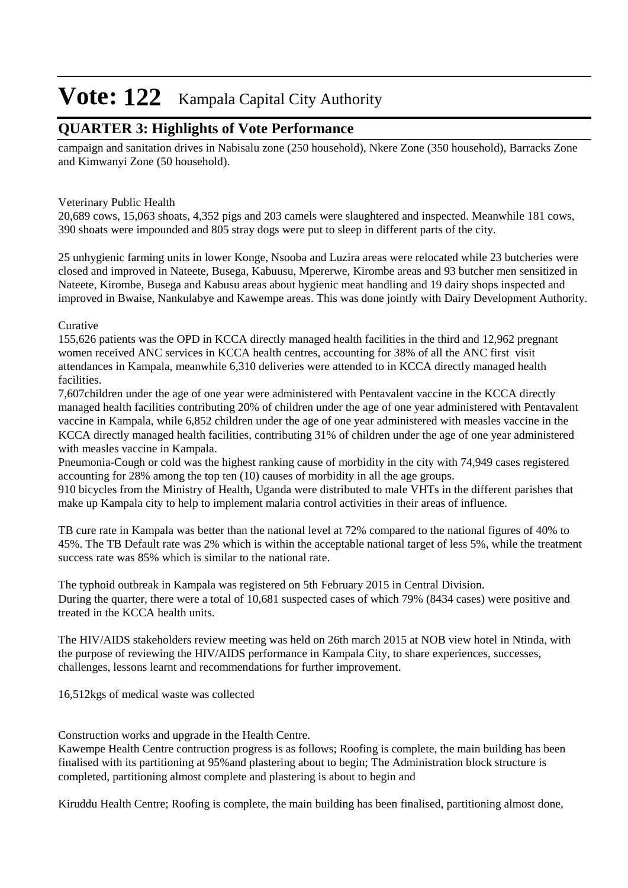# Vote: 122 Kampala Capital City Authority

## QUARTER 3: Highlights of Vote Performance

campaign and sanitation drives in Nabisalu zone (250 household), Nkere Zone (350 household), Barracks Zone and Kimwanyi Zone (50 household).

Veterinary Public Health
20,689 cows, 15,063 shoats, 4,352 pigs and 203 camels were slaughtered and inspected. Meanwhile 181 cows, 390 shoats were impounded and 805 stray dogs were put to sleep in different parts of the city.

25 unhygienic farming units in lower Konge, Nsooba and Luzira areas were relocated while 23 butcheries were closed and improved in Nateete, Busega, Kabuusu, Mpererwe, Kirombe areas and 93 butcher men sensitized in Nateete, Kirombe, Busega and Kabusu areas about hygienic meat handling and 19 dairy shops inspected and improved in Bwaise, Nankulabye and Kawempe areas. This was done jointly with Dairy Development Authority.

Curative
155,626 patients was the OPD in KCCA directly managed health facilities in the third and 12,962 pregnant women received ANC services in KCCA health centres, accounting for 38% of all the ANC first visit attendances in Kampala, meanwhile 6,310 deliveries were attended to in KCCA directly managed health facilities.
7,607children under the age of one year were administered with Pentavalent vaccine in the KCCA directly managed health facilities contributing 20% of children under the age of one year administered with Pentavalent vaccine in Kampala, while 6,852 children under the age of one year administered with measles vaccine in the KCCA directly managed health facilities, contributing 31% of children under the age of one year administered with measles vaccine in Kampala.
Pneumonia-Cough or cold was the highest ranking cause of morbidity in the city with 74,949 cases registered accounting for 28% among the top ten (10) causes of morbidity in all the age groups.
910 bicycles from the Ministry of Health, Uganda were distributed to male VHTs in the different parishes that make up Kampala city to help to implement malaria control activities in their areas of influence.

TB cure rate in Kampala was better than the national level at 72% compared to the national figures of 40% to 45%. The TB Default rate was 2% which is within the acceptable national target of less 5%, while the treatment success rate was 85% which is similar to the national rate.

The typhoid outbreak in Kampala was registered on 5th February 2015 in Central Division.
During the quarter, there were a total of 10,681 suspected cases of which 79% (8434 cases) were positive and treated in the KCCA health units.

The HIV/AIDS stakeholders review meeting was held on 26th march 2015 at NOB view hotel in Ntinda, with the purpose of reviewing the HIV/AIDS performance in Kampala City, to share experiences, successes, challenges, lessons learnt and recommendations for further improvement.

16,512kgs of medical waste was collected

Construction works and upgrade in the Health Centre.
Kawempe Health Centre contruction progress is as follows; Roofing is complete, the main building has been finalised with its partitioning at 95%and plastering about to begin; The Administration block structure is completed, partitioning almost complete and plastering is about to begin and

Kiruddu Health Centre; Roofing is complete, the main building has been finalised, partitioning almost done,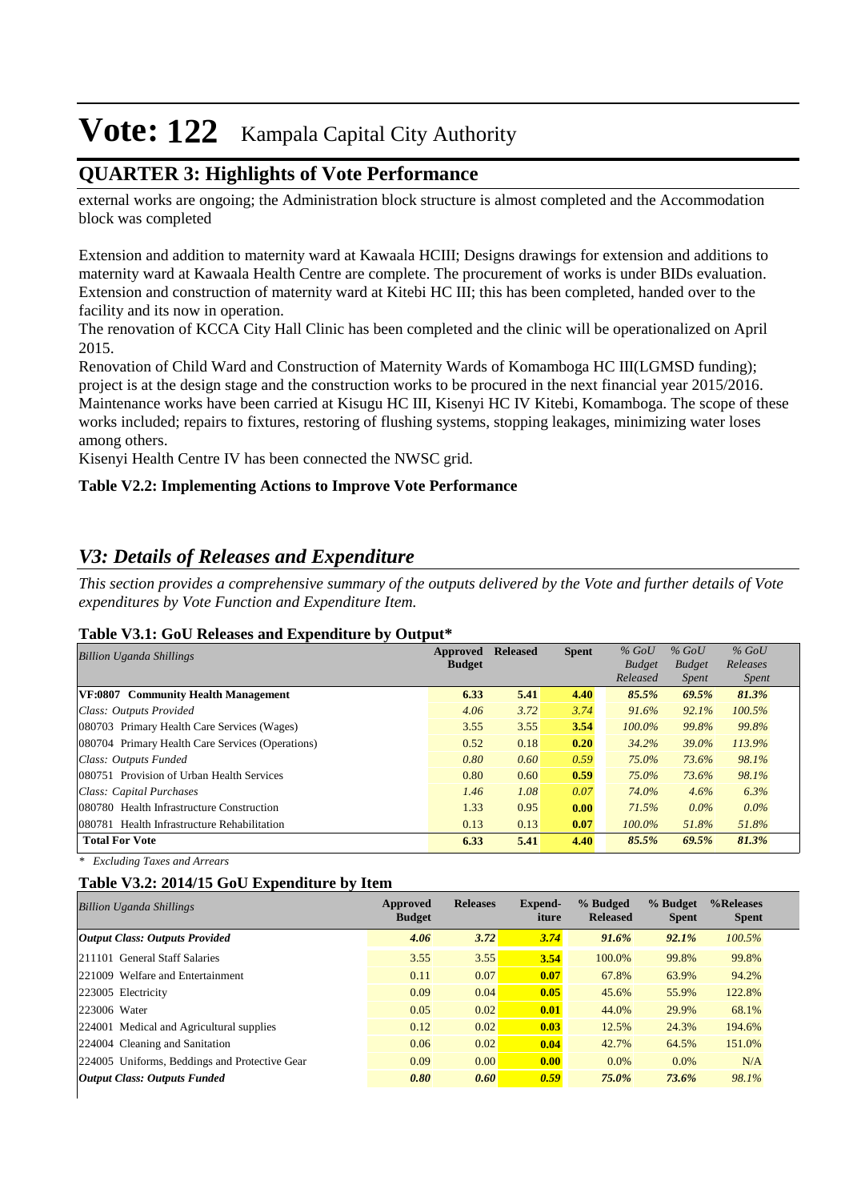# Vote: 122 Kampala Capital City Authority

## QUARTER 3: Highlights of Vote Performance

external works are ongoing; the Administration block structure is almost completed and the Accommodation block was completed

Extension and addition to maternity ward at Kawaala HCIII; Designs drawings for extension and additions to maternity ward at Kawaala Health Centre are complete. The procurement of works is under BIDs evaluation.
Extension and construction of maternity ward at Kitebi HC III; this has been completed, handed over to the facility and its now in operation.
The renovation of KCCA City Hall Clinic has been completed and the clinic will be operationalized on April 2015.
Renovation of Child Ward and Construction of Maternity Wards of Komamboga HC III(LGMSD funding); project is at the design stage and the construction works to be procured in the next financial year 2015/2016.
Maintenance works have been carried at Kisugu HC III, Kisenyi HC IV Kitebi, Komamboga. The scope of these works included; repairs to fixtures, restoring of flushing systems, stopping leakages, minimizing water loses among others.
Kisenyi Health Centre IV has been connected the NWSC grid.

**Table V2.2: Implementing Actions to Improve Vote Performance**

## *V3: Details of Releases and Expenditure*

*This section provides a comprehensive summary of the outputs delivered by the Vote and further details of Vote expenditures by Vote Function and Expenditure Item.*

**Table V3.1: GoU Releases and Expenditure by Output***

| *Billion Uganda Shillings* | Approved Budget | Released | Spent | *% GoU Budget Released* | *% GoU Budget Spent* | *% GoU Releases Spent* |
|---|---|---|---|---|---|---|
| **VF:0807 Community Health Management** | **6.33** | **5.41** | **4.40** | ***85.5%*** | ***69.5%*** | ***81.3%*** |
| *Class: Outputs Provided* | *4.06* | *3.72* | *3.74* | *91.6%* | *92.1%* | *100.5%* |
| 080703 Primary Health Care Services (Wages) | 3.55 | 3.55 | **3.54** | *100.0%* | *99.8%* | *99.8%* |
| 080704 Primary Health Care Services (Operations) | 0.52 | 0.18 | **0.20** | *34.2%* | *39.0%* | *113.9%* |
| *Class: Outputs Funded* | *0.80* | *0.60* | *0.59* | *75.0%* | *73.6%* | *98.1%* |
| 080751 Provision of Urban Health Services | 0.80 | 0.60 | **0.59** | *75.0%* | *73.6%* | *98.1%* |
| *Class: Capital Purchases* | *1.46* | *1.08* | *0.07* | *74.0%* | *4.6%* | *6.3%* |
| 080780 Health Infrastructure Construction | 1.33 | 0.95 | **0.00** | *71.5%* | *0.0%* | *0.0%* |
| 080781 Health Infrastructure Rehabilitation | 0.13 | 0.13 | **0.07** | *100.0%* | *51.8%* | *51.8%* |
| **Total For Vote** | **6.33** | **5.41** | **4.40** | ***85.5%*** | ***69.5%*** | ***81.3%*** |

*\* Excluding Taxes and Arrears*

**Table V3.2: 2014/15 GoU Expenditure by Item**

| *Billion Uganda Shillings* | Approved Budget | Releases | Expend-iture | % Budged Released | % Budget Spent | %Releases Spent |
|---|---|---|---|---|---|---|
| ***Output Class: Outputs Provided*** | ***4.06*** | ***3.72*** | ***3.74*** | ***91.6%*** | ***92.1%*** | *100.5%* |
| 211101 General Staff Salaries | 3.55 | 3.55 | **3.54** | 100.0% | 99.8% | 99.8% |
| 221009 Welfare and Entertainment | 0.11 | 0.07 | **0.07** | 67.8% | 63.9% | 94.2% |
| 223005 Electricity | 0.09 | 0.04 | **0.05** | 45.6% | 55.9% | 122.8% |
| 223006 Water | 0.05 | 0.02 | **0.01** | 44.0% | 29.9% | 68.1% |
| 224001 Medical and Agricultural supplies | 0.12 | 0.02 | **0.03** | 12.5% | 24.3% | 194.6% |
| 224004 Cleaning and Sanitation | 0.06 | 0.02 | **0.04** | 42.7% | 64.5% | 151.0% |
| 224005 Uniforms, Beddings and Protective Gear | 0.09 | 0.00 | **0.00** | 0.0% | 0.0% | N/A |
| ***Output Class: Outputs Funded*** | ***0.80*** | ***0.60*** | ***0.59*** | ***75.0%*** | ***73.6%*** | *98.1%* |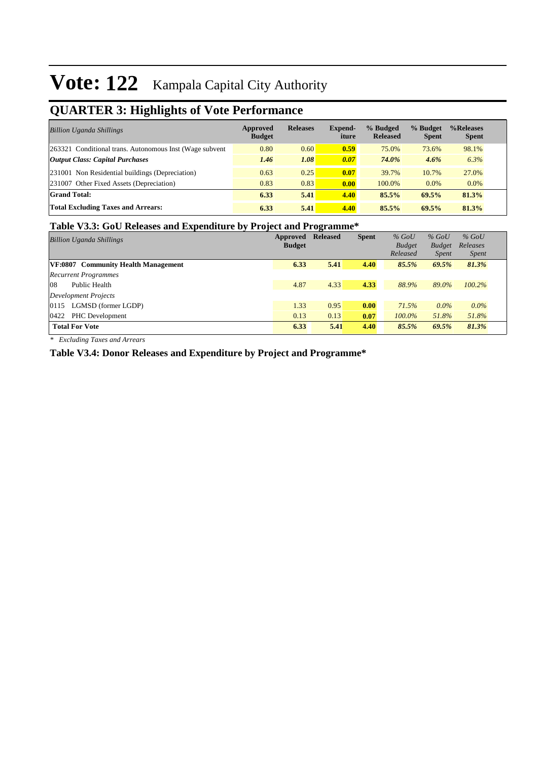# Vote: 122 Kampala Capital City Authority

## QUARTER 3: Highlights of Vote Performance

| *Billion Uganda Shillings* | Approved Budget | Releases | Expend-iture | % Budged Released | % Budget Spent | %Releases Spent |
|---|---|---|---|---|---|---|
| 263321 Conditional trans. Autonomous Inst (Wage subvent | 0.80 | 0.60 | 0.59 | 75.0% | 73.6% | 98.1% |
| ***Output Class: Capital Purchases*** | ***1.46*** | ***1.08*** | ***0.07*** | ***74.0%*** | ***4.6%*** | ***6.3%*** |
| 231001 Non Residential buildings (Depreciation) | 0.63 | 0.25 | 0.07 | 39.7% | 10.7% | 27.0% |
| 231007 Other Fixed Assets (Depreciation) | 0.83 | 0.83 | 0.00 | 100.0% | 0.0% | 0.0% |
| **Grand Total:** | **6.33** | **5.41** | **4.40** | **85.5%** | **69.5%** | **81.3%** |
| **Total Excluding Taxes and Arrears:** | **6.33** | **5.41** | **4.40** | **85.5%** | **69.5%** | **81.3%** |

### Table V3.3: GoU Releases and Expenditure by Project and Programme*

| *Billion Uganda Shillings* | Approved Budget | Released | Spent | *% GoU Budget Released* | *% GoU Budget Spent* | *% GoU Releases Spent* |
|---|---|---|---|---|---|---|
| **VF:0807 Community Health Management** | **6.33** | **5.41** | **4.40** | ***85.5%*** | ***69.5%*** | ***81.3%*** |
| *Recurrent Programmes* | | | | | | |
| 08 Public Health | 4.87 | 4.33 | 4.33 | *88.9%* | *89.0%* | *100.2%* |
| *Development Projects* | | | | | | |
| 0115 LGMSD (former LGDP) | 1.33 | 0.95 | 0.00 | *71.5%* | *0.0%* | *0.0%* |
| 0422 PHC Development | 0.13 | 0.13 | 0.07 | *100.0%* | *51.8%* | *51.8%* |
| **Total For Vote** | **6.33** | **5.41** | **4.40** | ***85.5%*** | ***69.5%*** | ***81.3%*** |

*\* Excluding Taxes and Arrears*

### Table V3.4: Donor Releases and Expenditure by Project and Programme*